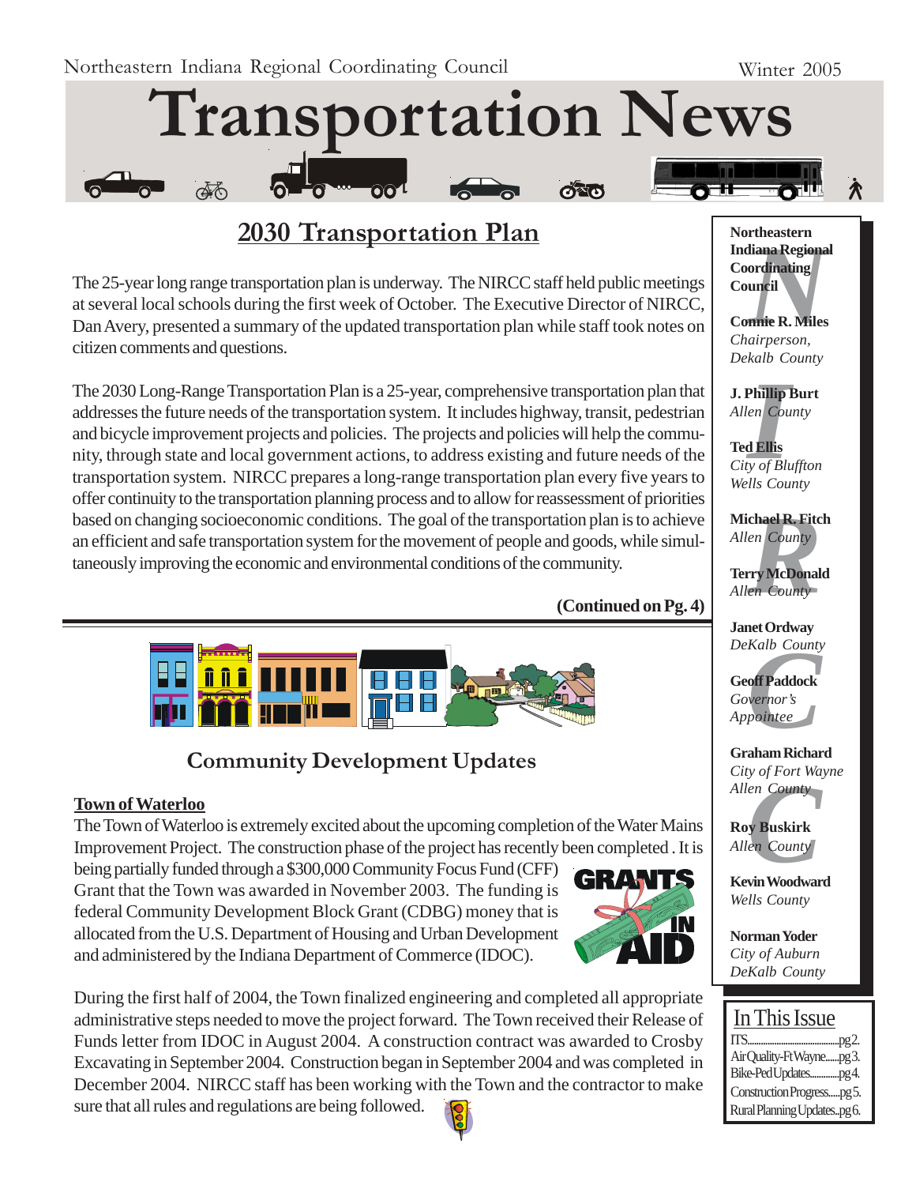Northeastern Indiana Regional Coordinating Council

Winter 2005

# Transportation News

## 2030 Transportation Plan

The 25-year long range transportation plan is underway. The NIRCC staff held public meetings at several local schools during the first week of October. The Executive Director of NIRCC, Dan Avery, presented a summary of the updated transportation plan while staff took notes on citizen comments and questions.

The 2030 Long-Range Transportation Plan is a 25-year, comprehensive transportation plan that addresses the future needs of the transportation system. It includes highway, transit, pedestrian and bicycle improvement projects and policies. The projects and policies will help the community, through state and local government actions, to address existing and future needs of the transportation system. NIRCC prepares a long-range transportation plan every five years to offer continuity to the transportation planning process and to allow for reassessment of priorities based on changing socioeconomic conditions. The goal of the transportation plan is to achieve an efficient and safe transportation system for the movement of people and goods, while simultaneously improving the economic and environmental conditions of the community.

**(Continued on Pg. 4)**

## Community Development Updates

**Town of Waterloo**

The Town of Waterloo is extremely excited about the upcoming completion of the Water Mains Improvement Project. The construction phase of the project has recently been completed . It is being partially funded through a $300,000 Community Focus Fund (CFF) Grant that the Town was awarded in November 2003. The funding is federal Community Development Block Grant (CDBG) money that is allocated from the U.S. Department of Housing and Urban Development and administered by the Indiana Department of Commerce (IDOC).

During the first half of 2004, the Town finalized engineering and completed all appropriate administrative steps needed to move the project forward. The Town received their Release of Funds letter from IDOC in August 2004. A construction contract was awarded to Crosby Excavating in September 2004. Construction began in September 2004 and was completed in December 2004. NIRCC staff has been working with the Town and the contractor to make sure that all rules and regulations are being followed.

---

**Northeastern Indiana Regional Coordinating Council**

**Connie R. Miles**
*Chairperson, Dekalb County*

**J. Phillip Burt**
*Allen County*

**Ted Ellis**
*City of Bluffton*
*Wells County*

**Michael R. Fitch**
*Allen County*

**Terry McDonald**
*Allen County*

**Janet Ordway**
*DeKalb County*

**Geoff Paddock**
*Governor's Appointee*

**Graham Richard**
*City of Fort Wayne*
*Allen County*

**Roy Buskirk**
*Allen County*

**Kevin Woodward**
*Wells County*

**Norman Yoder**
*City of Auburn*
*DeKalb County*

### In This Issue

- ITS....pg 2.
- Air Quality-Ft Wayne....pg 3.
- Bike-Ped Updates....pg 4.
- Construction Progress....pg 5.
- Rural Planning Updates..pg 6.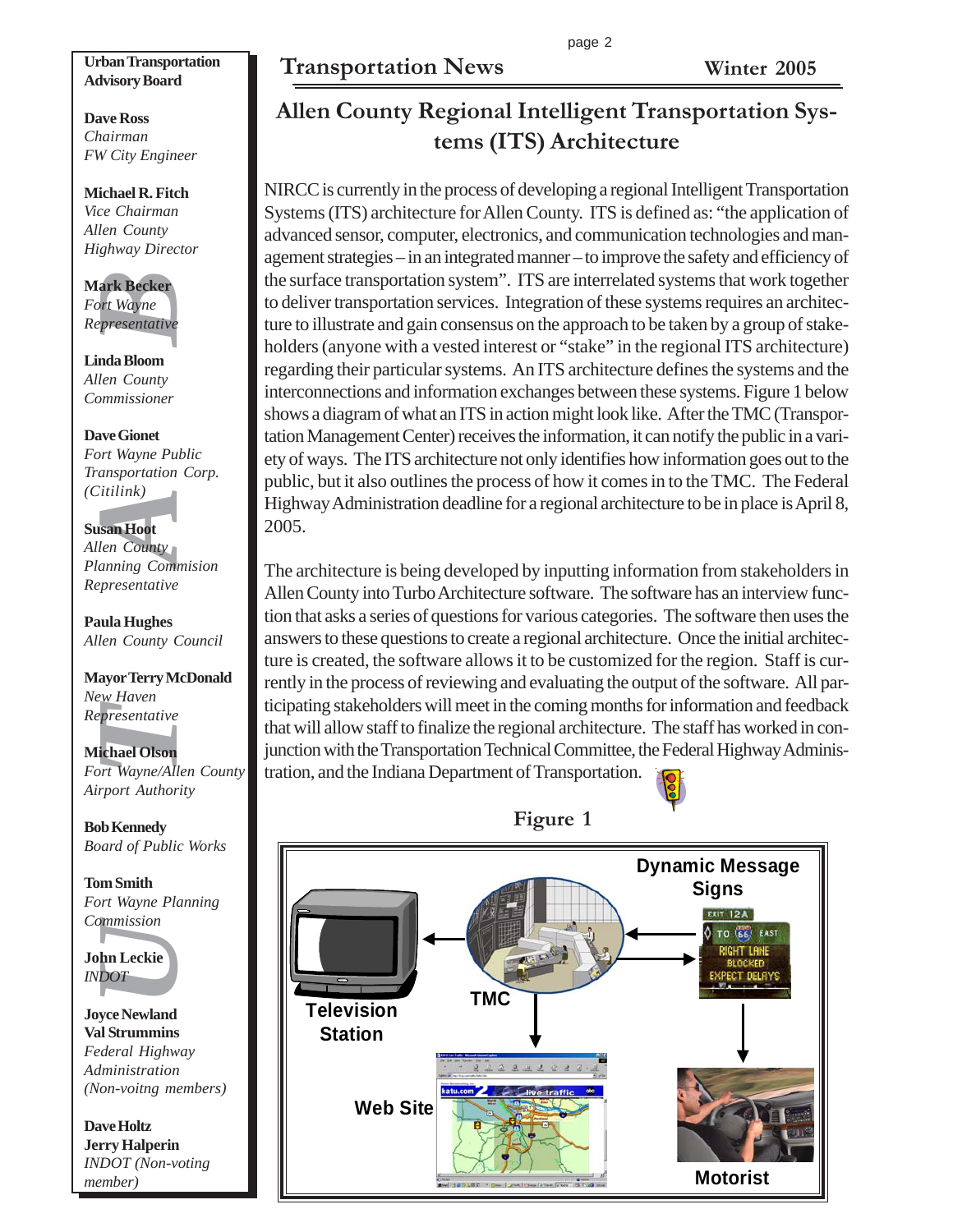**Urban Transportation Advisory Board**

**Dave Ross**
*Chairman*
*FW City Engineer*

**Michael R. Fitch**
*Vice Chairman*
*Allen County Highway Director*

**Mark Becker**
*Fort Wayne Representative*

**Linda Bloom**
*Allen County Commissioner*

**Dave Gionet**
*Fort Wayne Public Transportation Corp. (Citilink)*

**Susan Hoot**
*Allen County Planning Commision Representative*

**Paula Hughes**
*Allen County Council*

**Mayor Terry McDonald**
*New Haven Representative*

**Michael Olson**
*Fort Wayne/Allen County Airport Authority*

**Bob Kennedy**
*Board of Public Works*

**Tom Smith**
*Fort Wayne Planning Commission*

**John Leckie**
*INDOT*

**Joyce Newland**
**Val Strummins**
*Federal Highway Administration (Non-voitng members)*

**Dave Holtz**
**Jerry Halperin**
*INDOT (Non-voting member)*

# Allen County Regional Intelligent Transportation Systems (ITS) Architecture

NIRCC is currently in the process of developing a regional Intelligent Transportation Systems (ITS) architecture for Allen County. ITS is defined as: "the application of advanced sensor, computer, electronics, and communication technologies and management strategies – in an integrated manner – to improve the safety and efficiency of the surface transportation system". ITS are interrelated systems that work together to deliver transportation services. Integration of these systems requires an architecture to illustrate and gain consensus on the approach to be taken by a group of stakeholders (anyone with a vested interest or "stake" in the regional ITS architecture) regarding their particular systems. An ITS architecture defines the systems and the interconnections and information exchanges between these systems. Figure 1 below shows a diagram of what an ITS in action might look like. After the TMC (Transportation Management Center) receives the information, it can notify the public in a variety of ways. The ITS architecture not only identifies how information goes out to the public, but it also outlines the process of how it comes in to the TMC. The Federal Highway Administration deadline for a regional architecture to be in place is April 8, 2005.

The architecture is being developed by inputting information from stakeholders in Allen County into Turbo Architecture software. The software has an interview function that asks a series of questions for various categories. The software then uses the answers to these questions to create a regional architecture. Once the initial architecture is created, the software allows it to be customized for the region. Staff is currently in the process of reviewing and evaluating the output of the software. All participating stakeholders will meet in the coming months for information and feedback that will allow staff to finalize the regional architecture. The staff has worked in conjunction with the Transportation Technical Committee, the Federal Highway Administration, and the Indiana Department of Transportation.

**Figure 1**

Dynamic Message Signs — TMC — Television Station — Web Site — Motorist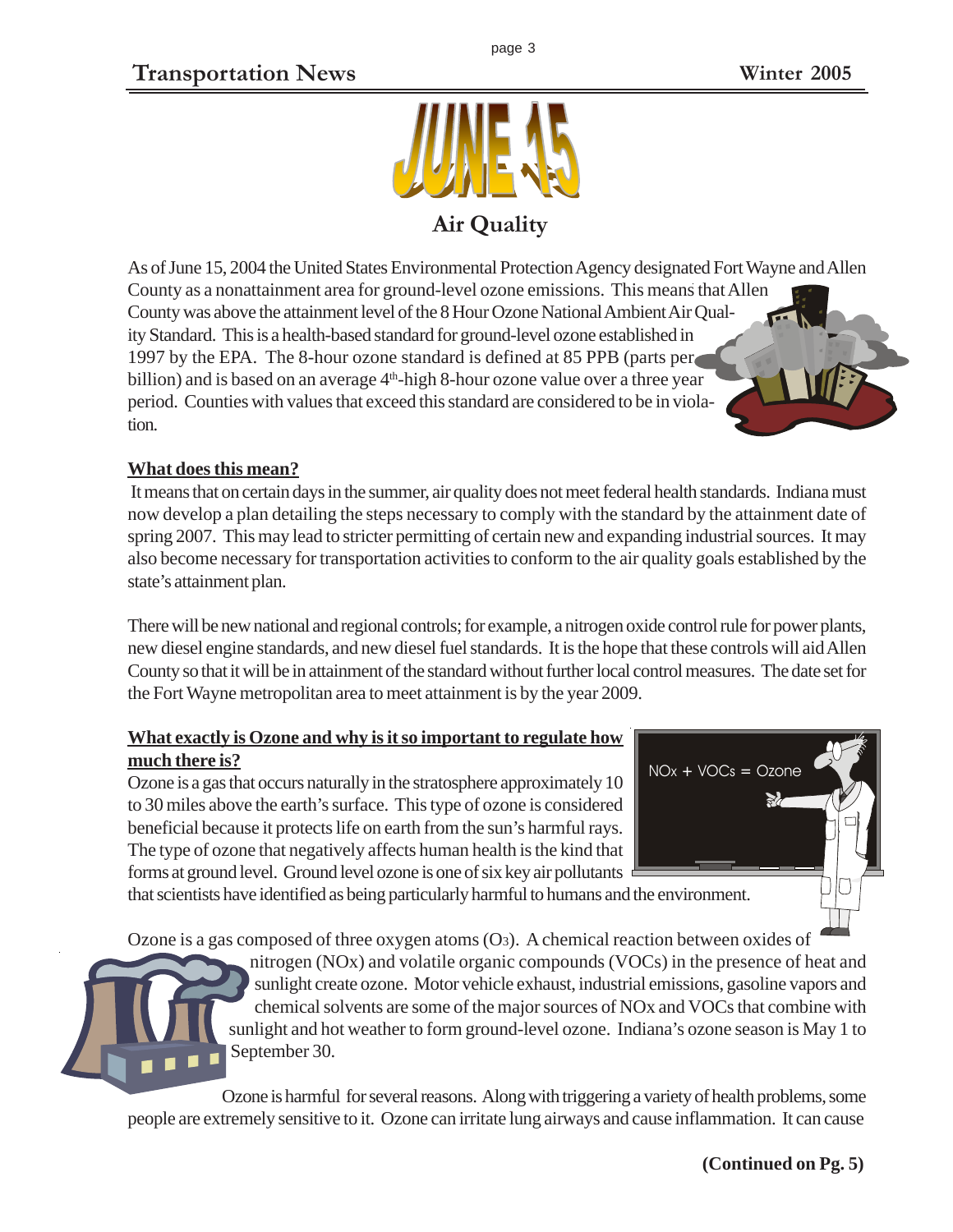# JUNE 15

## Air Quality

As of June 15, 2004 the United States Environmental Protection Agency designated Fort Wayne and Allen County as a nonattainment area for ground-level ozone emissions. This means that Allen County was above the attainment level of the 8 Hour Ozone National Ambient Air Quality Standard. This is a health-based standard for ground-level ozone established in 1997 by the EPA. The 8-hour ozone standard is defined at 85 PPB (parts per billion) and is based on an average 4th-high 8-hour ozone value over a three year period. Counties with values that exceed this standard are considered to be in violation.

**What does this mean?**

It means that on certain days in the summer, air quality does not meet federal health standards. Indiana must now develop a plan detailing the steps necessary to comply with the standard by the attainment date of spring 2007. This may lead to stricter permitting of certain new and expanding industrial sources. It may also become necessary for transportation activities to conform to the air quality goals established by the state's attainment plan.

There will be new national and regional controls; for example, a nitrogen oxide control rule for power plants, new diesel engine standards, and new diesel fuel standards. It is the hope that these controls will aid Allen County so that it will be in attainment of the standard without further local control measures. The date set for the Fort Wayne metropolitan area to meet attainment is by the year 2009.

**What exactly is Ozone and why is it so important to regulate how much there is?**

NOx + VOCs = Ozone

Ozone is a gas that occurs naturally in the stratosphere approximately 10 to 30 miles above the earth's surface. This type of ozone is considered beneficial because it protects life on earth from the sun's harmful rays. The type of ozone that negatively affects human health is the kind that forms at ground level. Ground level ozone is one of six key air pollutants that scientists have identified as being particularly harmful to humans and the environment.

Ozone is a gas composed of three oxygen atoms ($O_3$). A chemical reaction between oxides of nitrogen (NOx) and volatile organic compounds (VOCs) in the presence of heat and sunlight create ozone. Motor vehicle exhaust, industrial emissions, gasoline vapors and chemical solvents are some of the major sources of NOx and VOCs that combine with sunlight and hot weather to form ground-level ozone. Indiana's ozone season is May 1 to September 30.

Ozone is harmful for several reasons. Along with triggering a variety of health problems, some people are extremely sensitive to it. Ozone can irritate lung airways and cause inflammation. It can cause

**(Continued on Pg. 5)**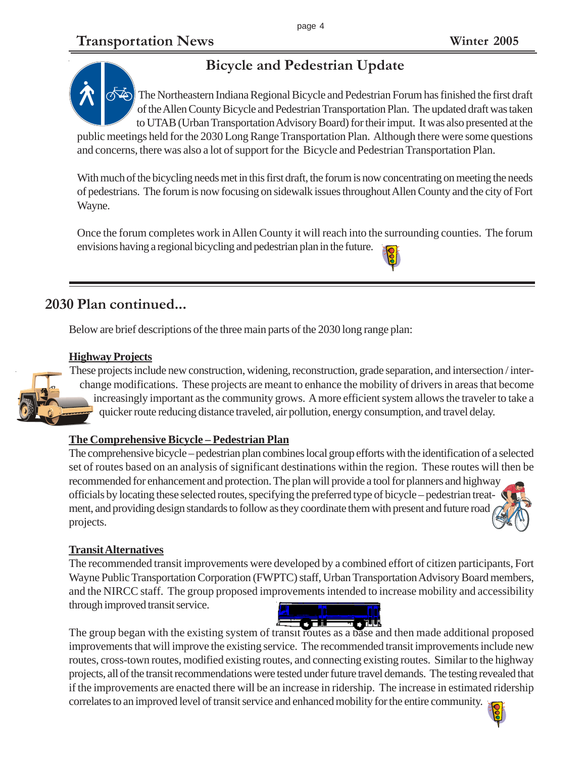## Bicycle and Pedestrian Update

The Northeastern Indiana Regional Bicycle and Pedestrian Forum has finished the first draft of the Allen County Bicycle and Pedestrian Transportation Plan. The updated draft was taken to UTAB (Urban Transportation Advisory Board) for their imput. It was also presented at the public meetings held for the 2030 Long Range Transportation Plan. Although there were some questions and concerns, there was also a lot of support for the Bicycle and Pedestrian Transportation Plan.

With much of the bicycling needs met in this first draft, the forum is now concentrating on meeting the needs of pedestrians. The forum is now focusing on sidewalk issues throughout Allen County and the city of Fort Wayne.

Once the forum completes work in Allen County it will reach into the surrounding counties. The forum envisions having a regional bicycling and pedestrian plan in the future.

## 2030 Plan continued...

Below are brief descriptions of the three main parts of the 2030 long range plan:

**Highway Projects**

These projects include new construction, widening, reconstruction, grade separation, and intersection / interchange modifications. These projects are meant to enhance the mobility of drivers in areas that become increasingly important as the community grows. A more efficient system allows the traveler to take a quicker route reducing distance traveled, air pollution, energy consumption, and travel delay.

**The Comprehensive Bicycle – Pedestrian Plan**

The comprehensive bicycle – pedestrian plan combines local group efforts with the identification of a selected set of routes based on an analysis of significant destinations within the region. These routes will then be recommended for enhancement and protection. The plan will provide a tool for planners and highway officials by locating these selected routes, specifying the preferred type of bicycle – pedestrian treatment, and providing design standards to follow as they coordinate them with present and future road projects.

**Transit Alternatives**

The recommended transit improvements were developed by a combined effort of citizen participants, Fort Wayne Public Transportation Corporation (FWPTC) staff, Urban Transportation Advisory Board members, and the NIRCC staff. The group proposed improvements intended to increase mobility and accessibility through improved transit service.

The group began with the existing system of transit routes as a base and then made additional proposed improvements that will improve the existing service. The recommended transit improvements include new routes, cross-town routes, modified existing routes, and connecting existing routes. Similar to the highway projects, all of the transit recommendations were tested under future travel demands. The testing revealed that if the improvements are enacted there will be an increase in ridership. The increase in estimated ridership correlates to an improved level of transit service and enhanced mobility for the entire community.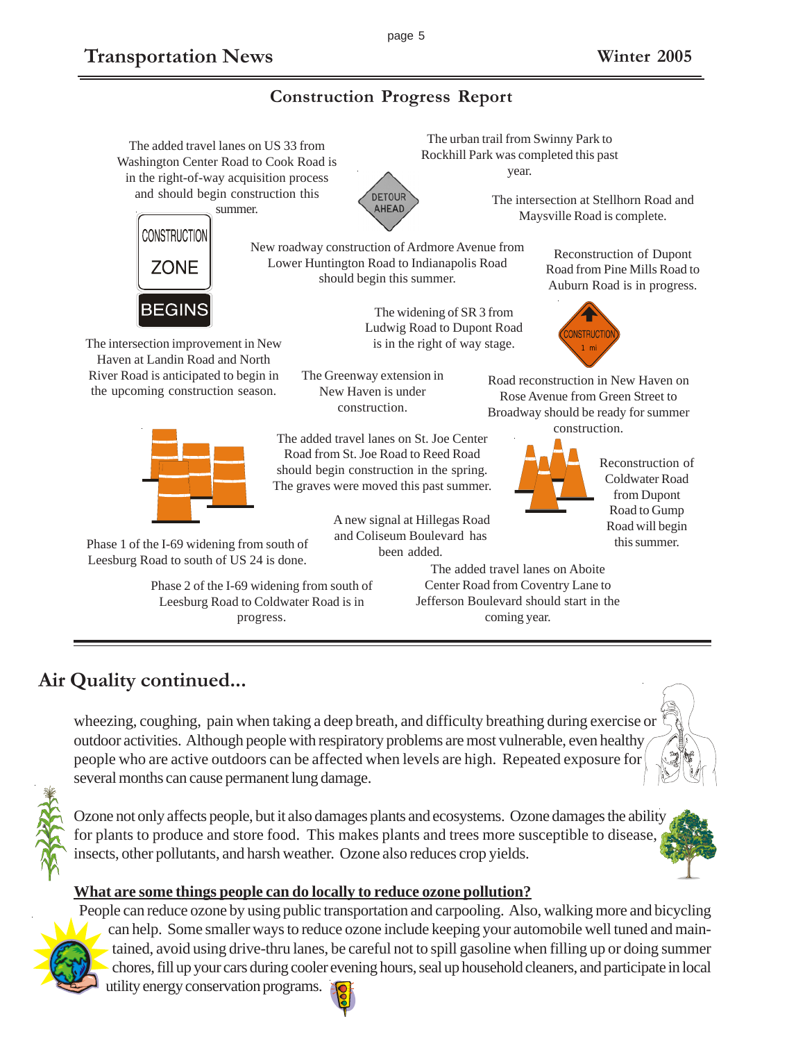## Construction Progress Report

The added travel lanes on US 33 from Washington Center Road to Cook Road is in the right-of-way acquisition process and should begin construction this summer.

The urban trail from Swinny Park to Rockhill Park was completed this past year.

The intersection at Stellhorn Road and Maysville Road is complete.

New roadway construction of Ardmore Avenue from Lower Huntington Road to Indianapolis Road should begin this summer.

Reconstruction of Dupont Road from Pine Mills Road to Auburn Road is in progress.

The widening of SR 3 from Ludwig Road to Dupont Road is in the right of way stage.

The intersection improvement in New Haven at Landin Road and North River Road is anticipated to begin in the upcoming construction season.

The Greenway extension in New Haven is under construction.

Road reconstruction in New Haven on Rose Avenue from Green Street to Broadway should be ready for summer construction.

The added travel lanes on St. Joe Center Road from St. Joe Road to Reed Road should begin construction in the spring. The graves were moved this past summer.

Reconstruction of Coldwater Road from Dupont Road to Gump Road will begin this summer.

A new signal at Hillegas Road and Coliseum Boulevard has been added.

Phase 1 of the I-69 widening from south of Leesburg Road to south of US 24 is done.

Phase 2 of the I-69 widening from south of Leesburg Road to Coldwater Road is in progress.

The added travel lanes on Aboite Center Road from Coventry Lane to Jefferson Boulevard should start in the coming year.

## Air Quality continued...

wheezing, coughing, pain when taking a deep breath, and difficulty breathing during exercise or outdoor activities. Although people with respiratory problems are most vulnerable, even healthy people who are active outdoors can be affected when levels are high. Repeated exposure for several months can cause permanent lung damage.

Ozone not only affects people, but it also damages plants and ecosystems. Ozone damages the ability for plants to produce and store food. This makes plants and trees more susceptible to disease, insects, other pollutants, and harsh weather. Ozone also reduces crop yields.

**<u>What are some things people can do locally to reduce ozone pollution?</u>**

People can reduce ozone by using public transportation and carpooling. Also, walking more and bicycling can help. Some smaller ways to reduce ozone include keeping your automobile well tuned and maintained, avoid using drive-thru lanes, be careful not to spill gasoline when filling up or doing summer chores, fill up your cars during cooler evening hours, seal up household cleaners, and participate in local utility energy conservation programs.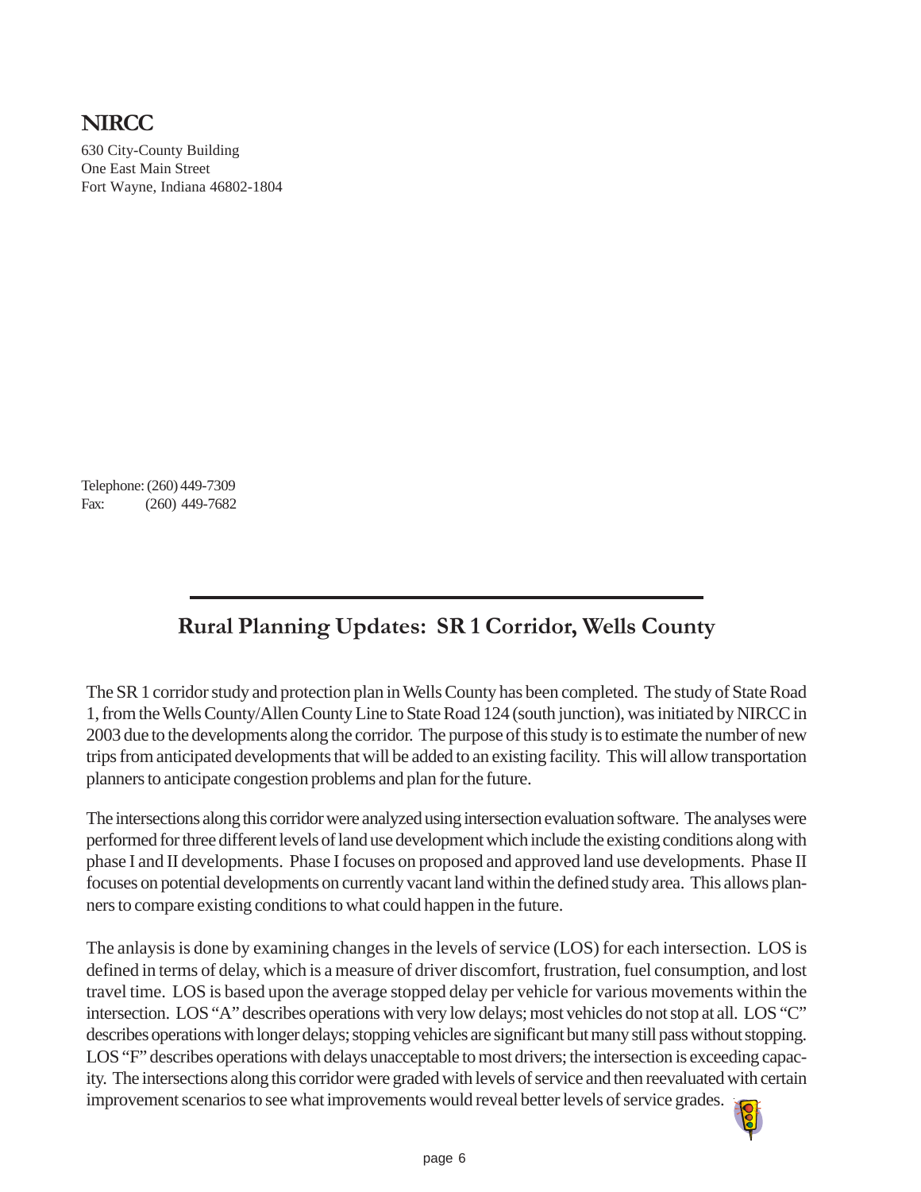**NIRCC**

630 City-County Building
One East Main Street
Fort Wayne, Indiana 46802-1804

Telephone: (260) 449-7309
Fax: (260) 449-7682

## Rural Planning Updates: SR 1 Corridor, Wells County

The SR 1 corridor study and protection plan in Wells County has been completed. The study of State Road 1, from the Wells County/Allen County Line to State Road 124 (south junction), was initiated by NIRCC in 2003 due to the developments along the corridor. The purpose of this study is to estimate the number of new trips from anticipated developments that will be added to an existing facility. This will allow transportation planners to anticipate congestion problems and plan for the future.

The intersections along this corridor were analyzed using intersection evaluation software. The analyses were performed for three different levels of land use development which include the existing conditions along with phase I and II developments. Phase I focuses on proposed and approved land use developments. Phase II focuses on potential developments on currently vacant land within the defined study area. This allows planners to compare existing conditions to what could happen in the future.

The anlaysis is done by examining changes in the levels of service (LOS) for each intersection. LOS is defined in terms of delay, which is a measure of driver discomfort, frustration, fuel consumption, and lost travel time. LOS is based upon the average stopped delay per vehicle for various movements within the intersection. LOS "A" describes operations with very low delays; most vehicles do not stop at all. LOS "C" describes operations with longer delays; stopping vehicles are significant but many still pass without stopping. LOS "F" describes operations with delays unacceptable to most drivers; the intersection is exceeding capacity. The intersections along this corridor were graded with levels of service and then reevaluated with certain improvement scenarios to see what improvements would reveal better levels of service grades.